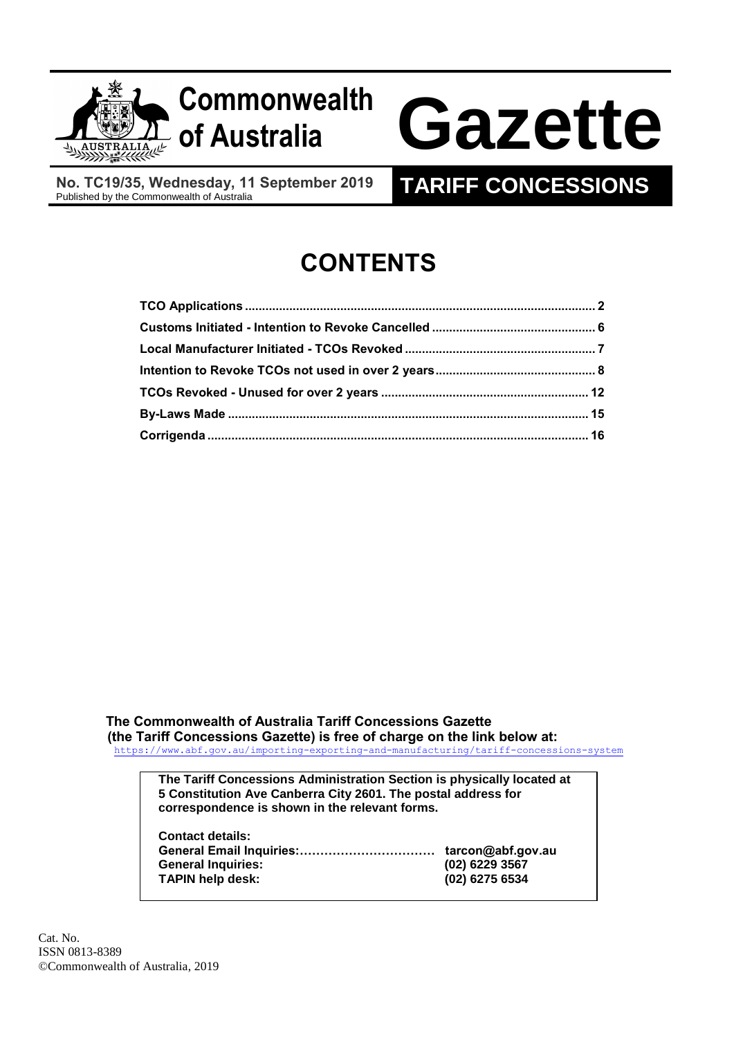# Commonwealth of Australia Gazette

**No. TC19/35, Wednesday, 11 September 2019**
Published by the Commonwealth of Australia

## TARIFF CONCESSIONS

# CONTENTS

| | |
|---|---|
| **TCO Applications** | **2** |
| **Customs Initiated - Intention to Revoke Cancelled** | **6** |
| **Local Manufacturer Initiated - TCOs Revoked** | **7** |
| **Intention to Revoke TCOs not used in over 2 years** | **8** |
| **TCOs Revoked - Unused for over 2 years** | **12** |
| **By-Laws Made** | **15** |
| **Corrigenda** | **16** |

**The Commonwealth of Australia Tariff Concessions Gazette (the Tariff Concessions Gazette) is free of charge on the link below at:**
https://www.abf.gov.au/importing-exporting-and-manufacturing/tariff-concessions-system

**The Tariff Concessions Administration Section is physically located at 5 Constitution Ave Canberra City 2601. The postal address for correspondence is shown in the relevant forms.**

**Contact details:**

| | |
|---|---|
| **General Email Inquiries:……………………………** | **tarcon@abf.gov.au** |
| **General Inquiries:** | **(02) 6229 3567** |
| **TAPIN help desk:** | **(02) 6275 6534** |

Cat. No.
ISSN 0813-8389
©Commonwealth of Australia, 2019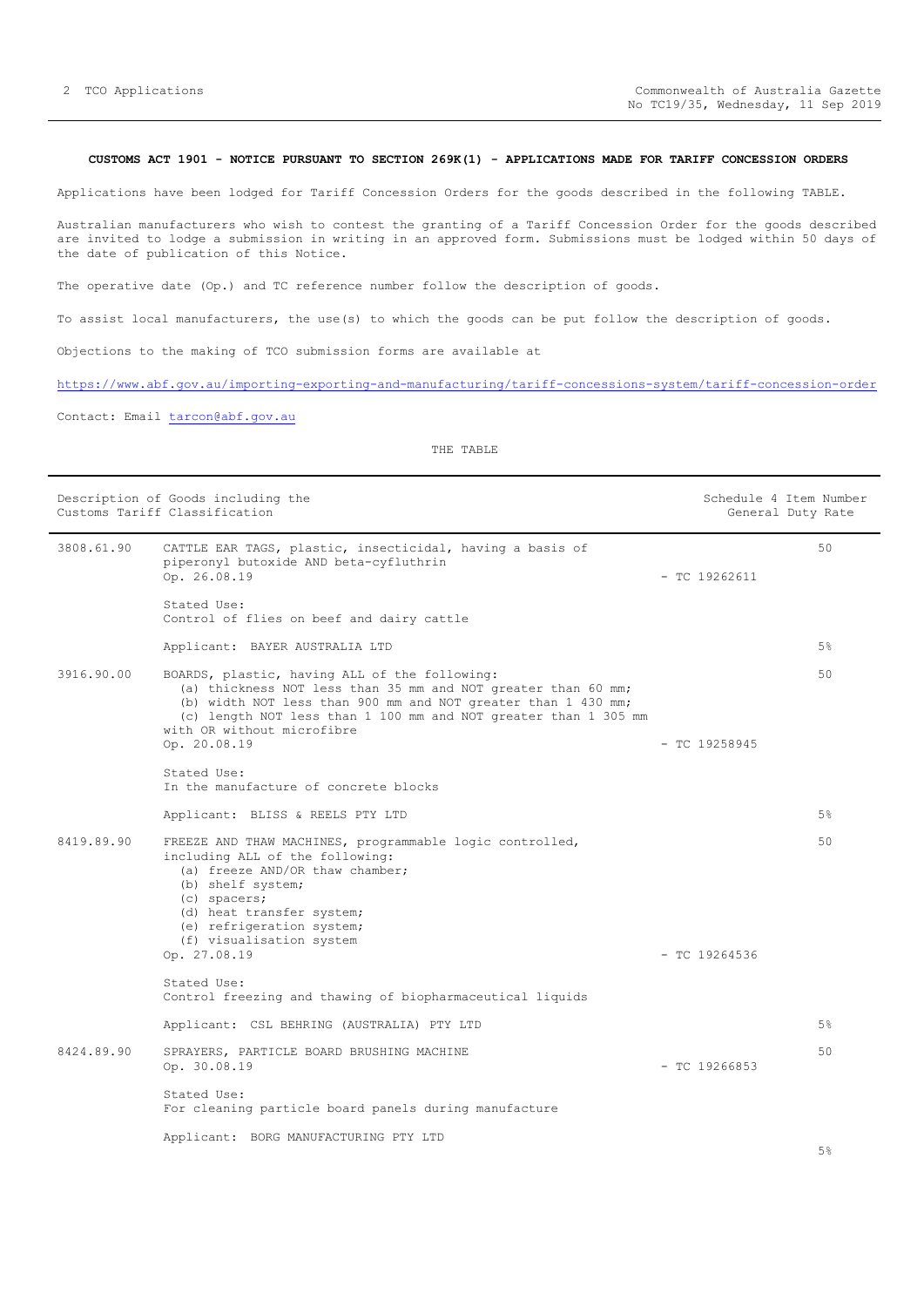**CUSTOMS ACT 1901 - NOTICE PURSUANT TO SECTION 269K(1) - APPLICATIONS MADE FOR TARIFF CONCESSION ORDERS**

Applications have been lodged for Tariff Concession Orders for the goods described in the following TABLE.

Australian manufacturers who wish to contest the granting of a Tariff Concession Order for the goods described are invited to lodge a submission in writing in an approved form. Submissions must be lodged within 50 days of the date of publication of this Notice.

The operative date (Op.) and TC reference number follow the description of goods.

To assist local manufacturers, the use(s) to which the goods can be put follow the description of goods.

Objections to the making of TCO submission forms are available at

https://www.abf.gov.au/importing-exporting-and-manufacturing/tariff-concessions-system/tariff-concession-order

Contact: Email tarcon@abf.gov.au

THE TABLE

| | Description of Goods including the Customs Tariff Classification | | Schedule 4 Item Number General Duty Rate |
|---|---|---|---|
| 3808.61.90 | CATTLE EAR TAGS, plastic, insecticidal, having a basis of piperonyl butoxide AND beta-cyfluthrin<br>Op. 26.08.19 | - TC 19262611 | 50 |
| | Stated Use:<br>Control of flies on beef and dairy cattle | | |
| | Applicant: BAYER AUSTRALIA LTD | | 5% |
| 3916.90.00 | BOARDS, plastic, having ALL of the following:<br>(a) thickness NOT less than 35 mm and NOT greater than 60 mm;<br>(b) width NOT less than 900 mm and NOT greater than 1 430 mm;<br>(c) length NOT less than 1 100 mm and NOT greater than 1 305 mm<br>with OR without microfibre<br>Op. 20.08.19 | - TC 19258945 | 50 |
| | Stated Use:<br>In the manufacture of concrete blocks | | |
| | Applicant: BLISS & REELS PTY LTD | | 5% |
| 8419.89.90 | FREEZE AND THAW MACHINES, programmable logic controlled, including ALL of the following:<br>(a) freeze AND/OR thaw chamber;<br>(b) shelf system;<br>(c) spacers;<br>(d) heat transfer system;<br>(e) refrigeration system;<br>(f) visualisation system<br>Op. 27.08.19 | - TC 19264536 | 50 |
| | Stated Use:<br>Control freezing and thawing of biopharmaceutical liquids | | |
| | Applicant: CSL BEHRING (AUSTRALIA) PTY LTD | | 5% |
| 8424.89.90 | SPRAYERS, PARTICLE BOARD BRUSHING MACHINE<br>Op. 30.08.19 | - TC 19266853 | 50 |
| | Stated Use:<br>For cleaning particle board panels during manufacture | | |
| | Applicant: BORG MANUFACTURING PTY LTD | | 5% |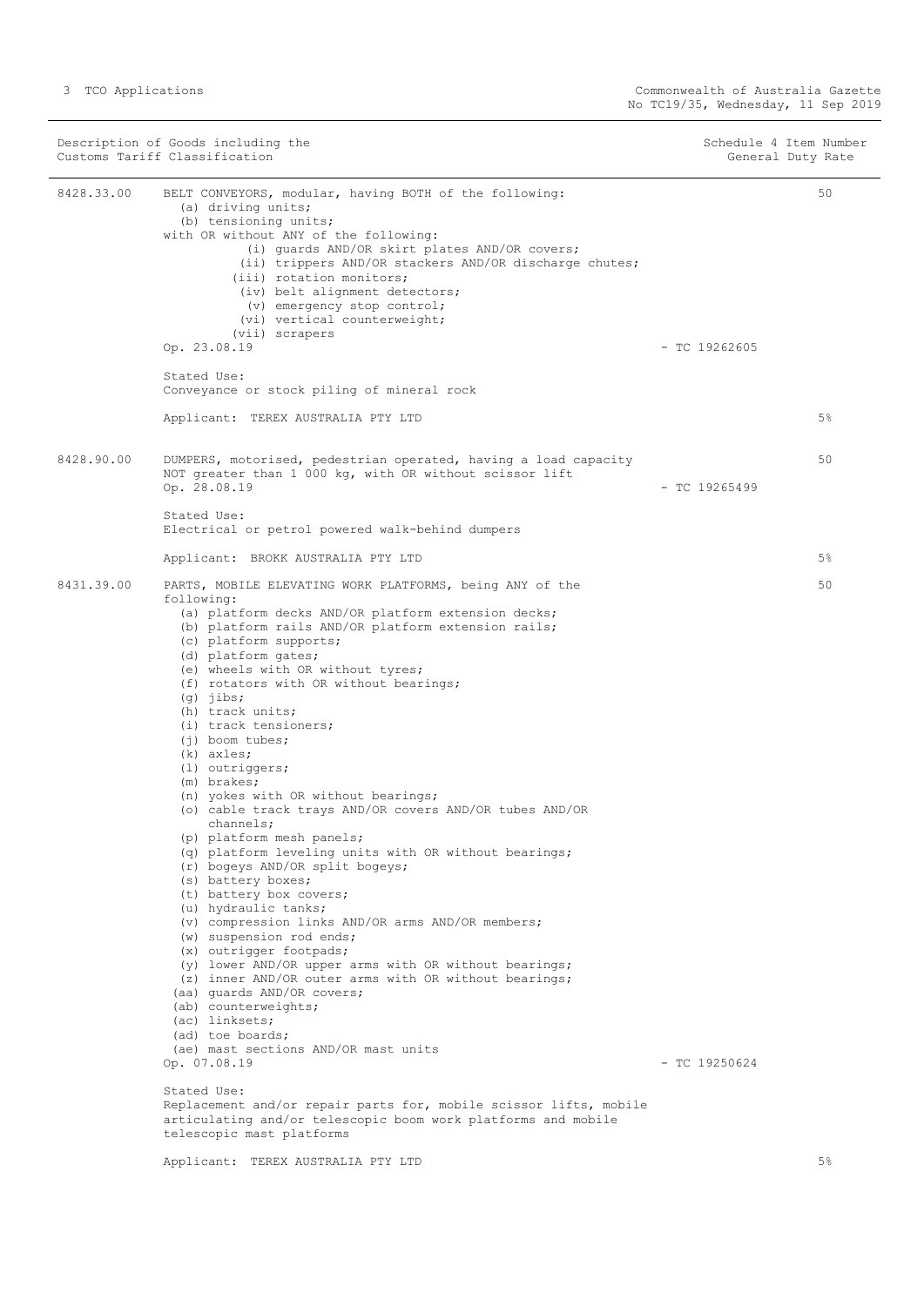| Description of Goods including the Customs Tariff Classification | | Schedule 4 Item Number General Duty Rate |
|---|---|---|

**8428.33.00** BELT CONVEYORS, modular, having BOTH of the following:

(a) driving units;
(b) tensioning units;

with OR without ANY of the following:

(i) guards AND/OR skirt plates AND/OR covers;
(ii) trippers AND/OR stackers AND/OR discharge chutes;
(iii) rotation monitors;
(iv) belt alignment detectors;
(v) emergency stop control;
(vi) vertical counterweight;
(vii) scrapers

Op. 23.08.19 - TC 19262605 — 50

Stated Use:
Conveyance or stock piling of mineral rock

Applicant: TEREX AUSTRALIA PTY LTD — 5%

**8428.90.00** DUMPERS, motorised, pedestrian operated, having a load capacity NOT greater than 1 000 kg, with OR without scissor lift

Op. 28.08.19 - TC 19265499 — 50

Stated Use:
Electrical or petrol powered walk-behind dumpers

Applicant: BROKK AUSTRALIA PTY LTD — 5%

**8431.39.00** PARTS, MOBILE ELEVATING WORK PLATFORMS, being ANY of the following:

(a) platform decks AND/OR platform extension decks;
(b) platform rails AND/OR platform extension rails;
(c) platform supports;
(d) platform gates;
(e) wheels with OR without tyres;
(f) rotators with OR without bearings;
(g) jibs;
(h) track units;
(i) track tensioners;
(j) boom tubes;
(k) axles;
(l) outriggers;
(m) brakes;
(n) yokes with OR without bearings;
(o) cable track trays AND/OR covers AND/OR tubes AND/OR channels;
(p) platform mesh panels;
(q) platform leveling units with OR without bearings;
(r) bogeys AND/OR split bogeys;
(s) battery boxes;
(t) battery box covers;
(u) hydraulic tanks;
(v) compression links AND/OR arms AND/OR members;
(w) suspension rod ends;
(x) outrigger footpads;
(y) lower AND/OR upper arms with OR without bearings;
(z) inner AND/OR outer arms with OR without bearings;
(aa) guards AND/OR covers;
(ab) counterweights;
(ac) linksets;
(ad) toe boards;
(ae) mast sections AND/OR mast units

Op. 07.08.19 - TC 19250624 — 50

Stated Use:
Replacement and/or repair parts for, mobile scissor lifts, mobile articulating and/or telescopic boom work platforms and mobile telescopic mast platforms

Applicant: TEREX AUSTRALIA PTY LTD — 5%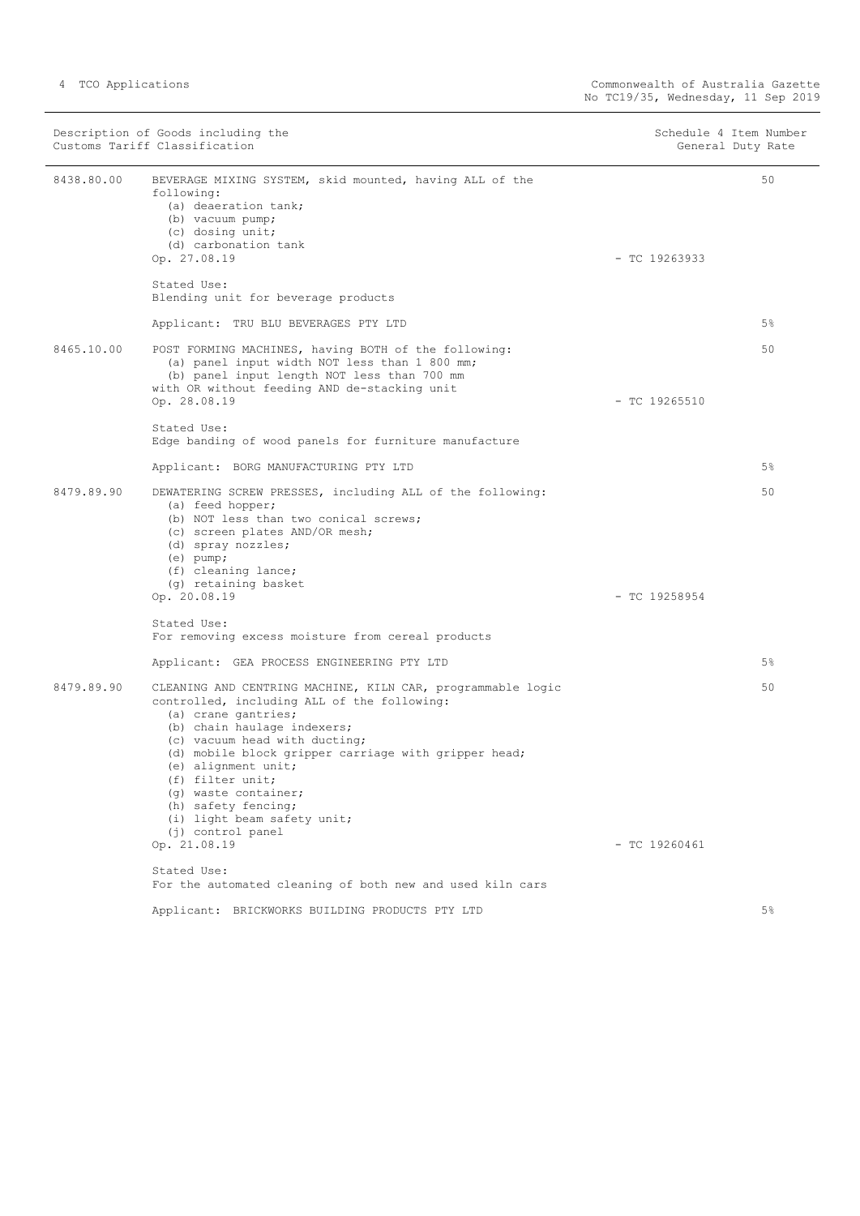| Description of Goods including the Customs Tariff Classification | | | Schedule 4 Item Number General Duty Rate |
|---|---|---|---|
| 8438.80.00 | BEVERAGE MIXING SYSTEM, skid mounted, having ALL of the following:<br>(a) deaeration tank;<br>(b) vacuum pump;<br>(c) dosing unit;<br>(d) carbonation tank<br>Op. 27.08.19 | - TC 19263933 | 50 |
| | Stated Use:<br>Blending unit for beverage products | | |
| | Applicant: TRU BLU BEVERAGES PTY LTD | | 5% |
| 8465.10.00 | POST FORMING MACHINES, having BOTH of the following:<br>(a) panel input width NOT less than 1 800 mm;<br>(b) panel input length NOT less than 700 mm<br>with OR without feeding AND de-stacking unit<br>Op. 28.08.19 | - TC 19265510 | 50 |
| | Stated Use:<br>Edge banding of wood panels for furniture manufacture | | |
| | Applicant: BORG MANUFACTURING PTY LTD | | 5% |
| 8479.89.90 | DEWATERING SCREW PRESSES, including ALL of the following:<br>(a) feed hopper;<br>(b) NOT less than two conical screws;<br>(c) screen plates AND/OR mesh;<br>(d) spray nozzles;<br>(e) pump;<br>(f) cleaning lance;<br>(g) retaining basket<br>Op. 20.08.19 | - TC 19258954 | 50 |
| | Stated Use:<br>For removing excess moisture from cereal products | | |
| | Applicant: GEA PROCESS ENGINEERING PTY LTD | | 5% |
| 8479.89.90 | CLEANING AND CENTRING MACHINE, KILN CAR, programmable logic controlled, including ALL of the following:<br>(a) crane gantries;<br>(b) chain haulage indexers;<br>(c) vacuum head with ducting;<br>(d) mobile block gripper carriage with gripper head;<br>(e) alignment unit;<br>(f) filter unit;<br>(g) waste container;<br>(h) safety fencing;<br>(i) light beam safety unit;<br>(j) control panel<br>Op. 21.08.19 | - TC 19260461 | 50 |
| | Stated Use:<br>For the automated cleaning of both new and used kiln cars | | |
| | Applicant: BRICKWORKS BUILDING PRODUCTS PTY LTD | | 5% |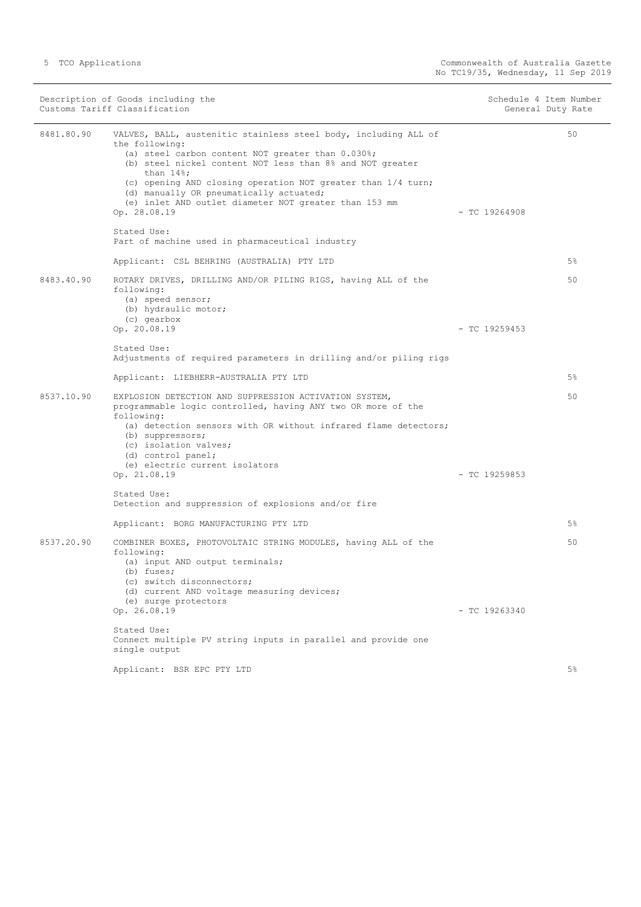| Description of Goods including the Customs Tariff Classification | | Schedule 4 Item Number | General Duty Rate |
|---|---|---|---|
| 8481.80.90 | VALVES, BALL, austenitic stainless steel body, including ALL of the following:<br>(a) steel carbon content NOT greater than 0.030%;<br>(b) steel nickel content NOT less than 8% and NOT greater than 14%;<br>(c) opening AND closing operation NOT greater than 1/4 turn;<br>(d) manually OR pneumatically actuated;<br>(e) inlet AND outlet diameter NOT greater than 153 mm<br>Op. 28.08.19<br><br>Stated Use:<br>Part of machine used in pharmaceutical industry<br><br>Applicant: CSL BEHRING (AUSTRALIA) PTY LTD | - TC 19264908 | 50<br><br>5% |
| 8483.40.90 | ROTARY DRIVES, DRILLING AND/OR PILING RIGS, having ALL of the following:<br>(a) speed sensor;<br>(b) hydraulic motor;<br>(c) gearbox<br>Op. 20.08.19<br><br>Stated Use:<br>Adjustments of required parameters in drilling and/or piling rigs<br><br>Applicant: LIEBHERR-AUSTRALIA PTY LTD | - TC 19259453 | 50<br><br>5% |
| 8537.10.90 | EXPLOSION DETECTION AND SUPPRESSION ACTIVATION SYSTEM, programmable logic controlled, having ANY two OR more of the following:<br>(a) detection sensors with OR without infrared flame detectors;<br>(b) suppressors;<br>(c) isolation valves;<br>(d) control panel;<br>(e) electric current isolators<br>Op. 21.08.19<br><br>Stated Use:<br>Detection and suppression of explosions and/or fire<br><br>Applicant: BORG MANUFACTURING PTY LTD | - TC 19259853 | 50<br><br>5% |
| 8537.20.90 | COMBINER BOXES, PHOTOVOLTAIC STRING MODULES, having ALL of the following:<br>(a) input AND output terminals;<br>(b) fuses;<br>(c) switch disconnectors;<br>(d) current AND voltage measuring devices;<br>(e) surge protectors<br>Op. 26.08.19<br><br>Stated Use:<br>Connect multiple PV string inputs in parallel and provide one single output<br><br>Applicant: BSR EPC PTY LTD | - TC 19263340 | 50<br><br>5% |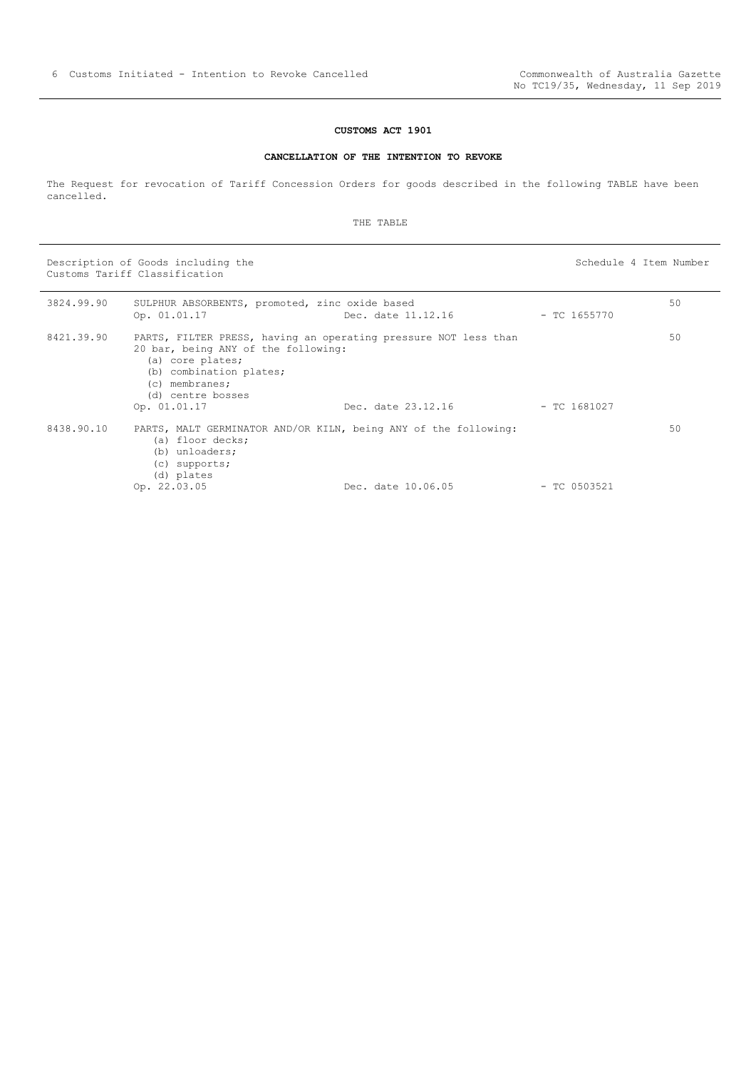**CUSTOMS ACT 1901**

**CANCELLATION OF THE INTENTION TO REVOKE**

The Request for revocation of Tariff Concession Orders for goods described in the following TABLE have been cancelled.

THE TABLE

| Description of Goods including the Customs Tariff Classification | | | | Schedule 4 Item Number |
|---|---|---|---|---|
| 3824.99.90 | SULPHUR ABSORBENTS, promoted, zinc oxide based<br>Op. 01.01.17 | Dec. date 11.12.16 | - TC 1655770 | 50 |
| 8421.39.90 | PARTS, FILTER PRESS, having an operating pressure NOT less than 20 bar, being ANY of the following:<br>(a) core plates;<br>(b) combination plates;<br>(c) membranes;<br>(d) centre bosses<br>Op. 01.01.17 | Dec. date 23.12.16 | - TC 1681027 | 50 |
| 8438.90.10 | PARTS, MALT GERMINATOR AND/OR KILN, being ANY of the following:<br>(a) floor decks;<br>(b) unloaders;<br>(c) supports;<br>(d) plates<br>Op. 22.03.05 | Dec. date 10.06.05 | - TC 0503521 | 50 |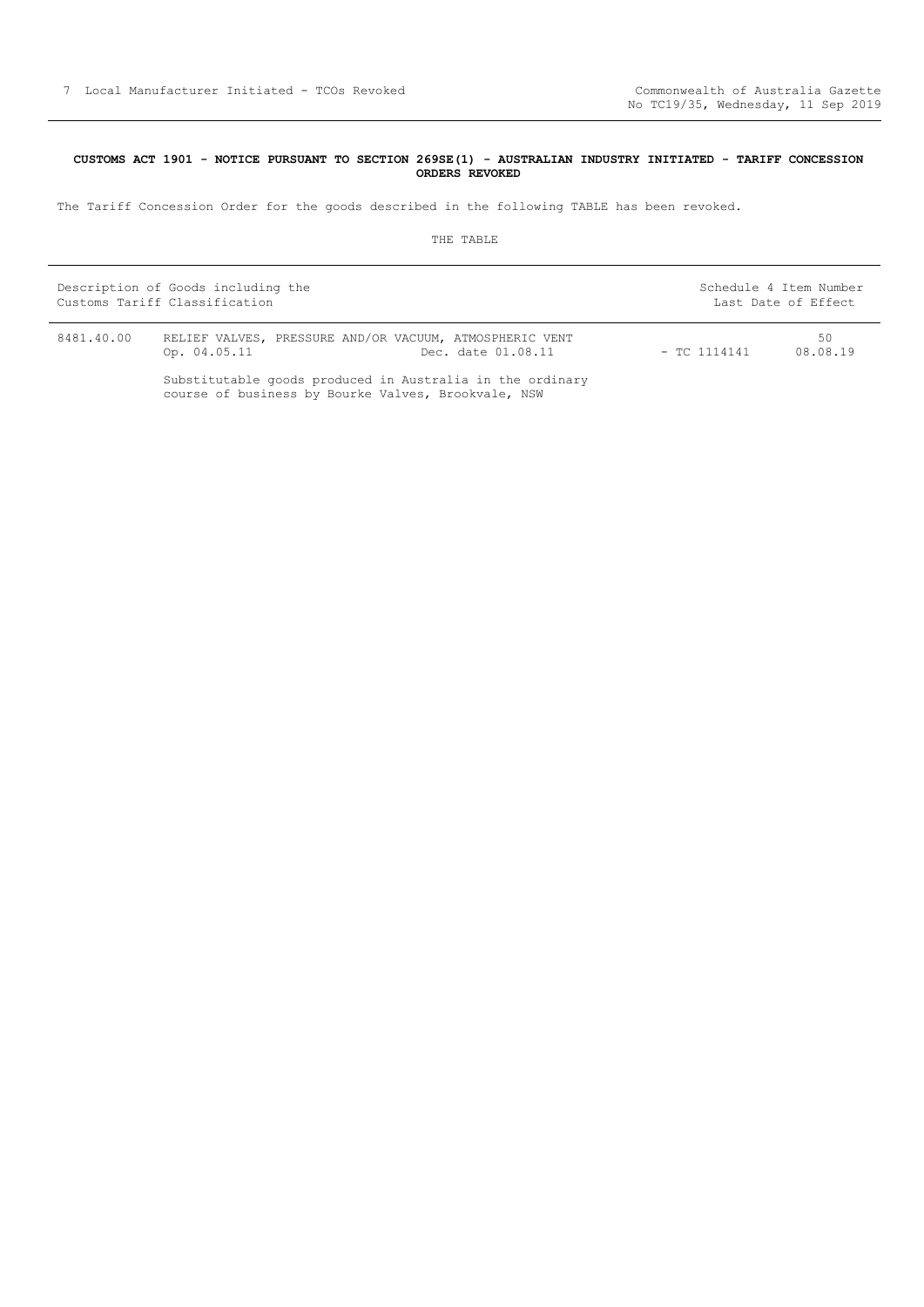**CUSTOMS ACT 1901 - NOTICE PURSUANT TO SECTION 269SE(1) - AUSTRALIAN INDUSTRY INITIATED - TARIFF CONCESSION ORDERS REVOKED**

The Tariff Concession Order for the goods described in the following TABLE has been revoked.

THE TABLE

| Description of Goods including the Customs Tariff Classification | | | Schedule 4 Item Number / Last Date of Effect |
|---|---|---|---|
| 8481.40.00 | RELIEF VALVES, PRESSURE AND/OR VACUUM, ATMOSPHERIC VENT<br>Op. 04.05.11 Dec. date 01.08.11<br><br>Substitutable goods produced in Australia in the ordinary course of business by Bourke Valves, Brookvale, NSW | - TC 1114141 | 50<br>08.08.19 |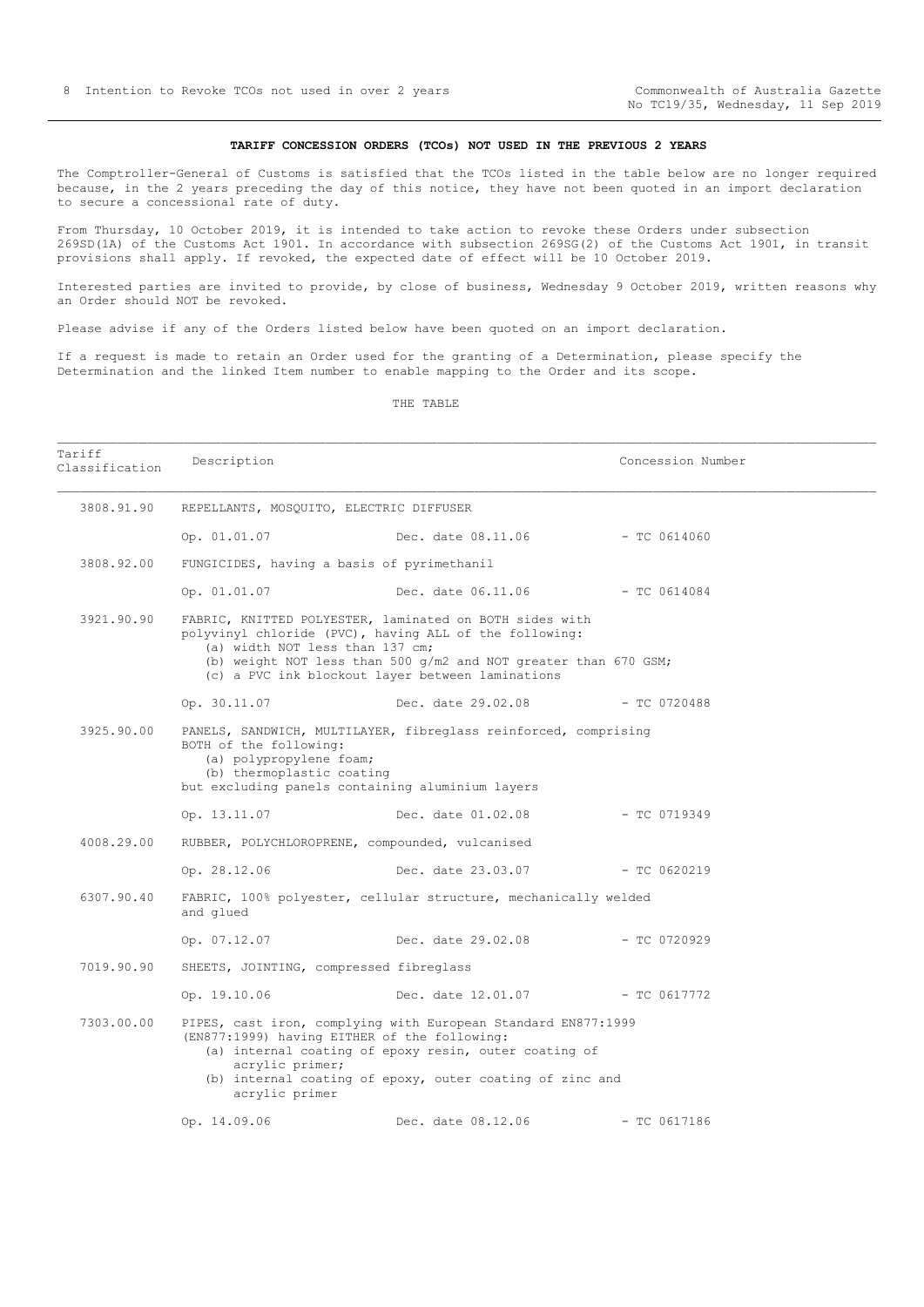**TARIFF CONCESSION ORDERS (TCOs) NOT USED IN THE PREVIOUS 2 YEARS**

The Comptroller-General of Customs is satisfied that the TCOs listed in the table below are no longer required because, in the 2 years preceding the day of this notice, they have not been quoted in an import declaration to secure a concessional rate of duty.

From Thursday, 10 October 2019, it is intended to take action to revoke these Orders under subsection 269SD(1A) of the Customs Act 1901. In accordance with subsection 269SG(2) of the Customs Act 1901, in transit provisions shall apply. If revoked, the expected date of effect will be 10 October 2019.

Interested parties are invited to provide, by close of business, Wednesday 9 October 2019, written reasons why an Order should NOT be revoked.

Please advise if any of the Orders listed below have been quoted on an import declaration.

If a request is made to retain an Order used for the granting of a Determination, please specify the Determination and the linked Item number to enable mapping to the Order and its scope.

THE TABLE

| Tariff Classification | Description | | Concession Number |
|---|---|---|---|
| 3808.91.90 | REPELLANTS, MOSQUITO, ELECTRIC DIFFUSER | | |
| | Op. 01.01.07 | Dec. date 08.11.06 | - TC 0614060 |
| 3808.92.00 | FUNGICIDES, having a basis of pyrimethanil | | |
| | Op. 01.01.07 | Dec. date 06.11.06 | - TC 0614084 |
| 3921.90.90 | FABRIC, KNITTED POLYESTER, laminated on BOTH sides with polyvinyl chloride (PVC), having ALL of the following:<br>(a) width NOT less than 137 cm;<br>(b) weight NOT less than 500 g/m2 and NOT greater than 670 GSM;<br>(c) a PVC ink blockout layer between laminations | | |
| | Op. 30.11.07 | Dec. date 29.02.08 | - TC 0720488 |
| 3925.90.00 | PANELS, SANDWICH, MULTILAYER, fibreglass reinforced, comprising BOTH of the following:<br>(a) polypropylene foam;<br>(b) thermoplastic coating<br>but excluding panels containing aluminium layers | | |
| | Op. 13.11.07 | Dec. date 01.02.08 | - TC 0719349 |
| 4008.29.00 | RUBBER, POLYCHLOROPRENE, compounded, vulcanised | | |
| | Op. 28.12.06 | Dec. date 23.03.07 | - TC 0620219 |
| 6307.90.40 | FABRIC, 100% polyester, cellular structure, mechanically welded and glued | | |
| | Op. 07.12.07 | Dec. date 29.02.08 | - TC 0720929 |
| 7019.90.90 | SHEETS, JOINTING, compressed fibreglass | | |
| | Op. 19.10.06 | Dec. date 12.01.07 | - TC 0617772 |
| 7303.00.00 | PIPES, cast iron, complying with European Standard EN877:1999 (EN877:1999) having EITHER of the following:<br>(a) internal coating of epoxy resin, outer coating of acrylic primer;<br>(b) internal coating of epoxy, outer coating of zinc and acrylic primer | | |
| | Op. 14.09.06 | Dec. date 08.12.06 | - TC 0617186 |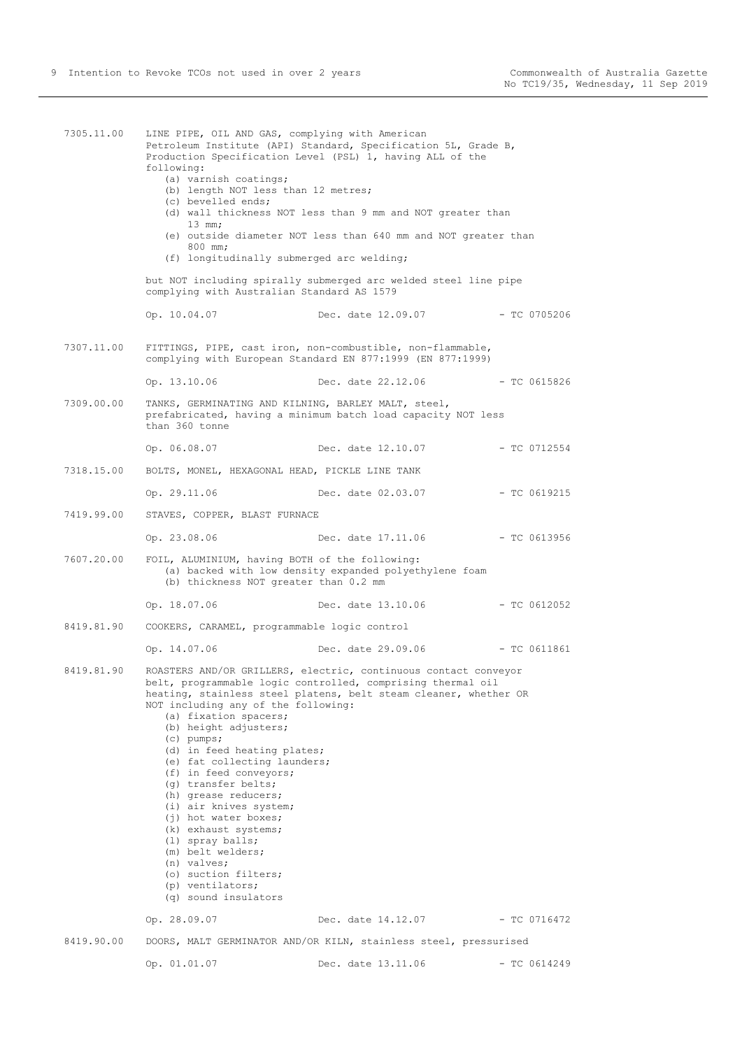7305.11.00 LINE PIPE, OIL AND GAS, complying with American Petroleum Institute (API) Standard, Specification 5L, Grade B, Production Specification Level (PSL) 1, having ALL of the following:

- (a) varnish coatings;
- (b) length NOT less than 12 metres;
- (c) bevelled ends;
- (d) wall thickness NOT less than 9 mm and NOT greater than 13 mm;
- (e) outside diameter NOT less than 640 mm and NOT greater than 800 mm;
- (f) longitudinally submerged arc welding;

but NOT including spirally submerged arc welded steel line pipe complying with Australian Standard AS 1579

Op. 10.04.07 Dec. date 12.09.07 - TC 0705206

7307.11.00 FITTINGS, PIPE, cast iron, non-combustible, non-flammable, complying with European Standard EN 877:1999 (EN 877:1999)

Op. 13.10.06 Dec. date 22.12.06 - TC 0615826

7309.00.00 TANKS, GERMINATING AND KILNING, BARLEY MALT, steel, prefabricated, having a minimum batch load capacity NOT less than 360 tonne

Op. 06.08.07 Dec. date 12.10.07 - TC 0712554

7318.15.00 BOLTS, MONEL, HEXAGONAL HEAD, PICKLE LINE TANK

Op. 29.11.06 Dec. date 02.03.07 - TC 0619215

7419.99.00 STAVES, COPPER, BLAST FURNACE

Op. 23.08.06 Dec. date 17.11.06 - TC 0613956

7607.20.00 FOIL, ALUMINIUM, having BOTH of the following:

- (a) backed with low density expanded polyethylene foam
- (b) thickness NOT greater than 0.2 mm

Op. 18.07.06 Dec. date 13.10.06 - TC 0612052

8419.81.90 COOKERS, CARAMEL, programmable logic control

Op. 14.07.06 Dec. date 29.09.06 - TC 0611861

8419.81.90 ROASTERS AND/OR GRILLERS, electric, continuous contact conveyor belt, programmable logic controlled, comprising thermal oil heating, stainless steel platens, belt steam cleaner, whether OR NOT including any of the following:

- (a) fixation spacers;
- (b) height adjusters;
- (c) pumps;
- (d) in feed heating plates;
- (e) fat collecting launders;
- (f) in feed conveyors;
- (g) transfer belts;
- (h) grease reducers;
- (i) air knives system;
- (j) hot water boxes;
- (k) exhaust systems;
- (l) spray balls;
- (m) belt welders;
- (n) valves;
- (o) suction filters;
- (p) ventilators;
- (q) sound insulators

Op. 28.09.07 Dec. date 14.12.07 - TC 0716472

8419.90.00 DOORS, MALT GERMINATOR AND/OR KILN, stainless steel, pressurised

Op. 01.01.07 Dec. date 13.11.06 - TC 0614249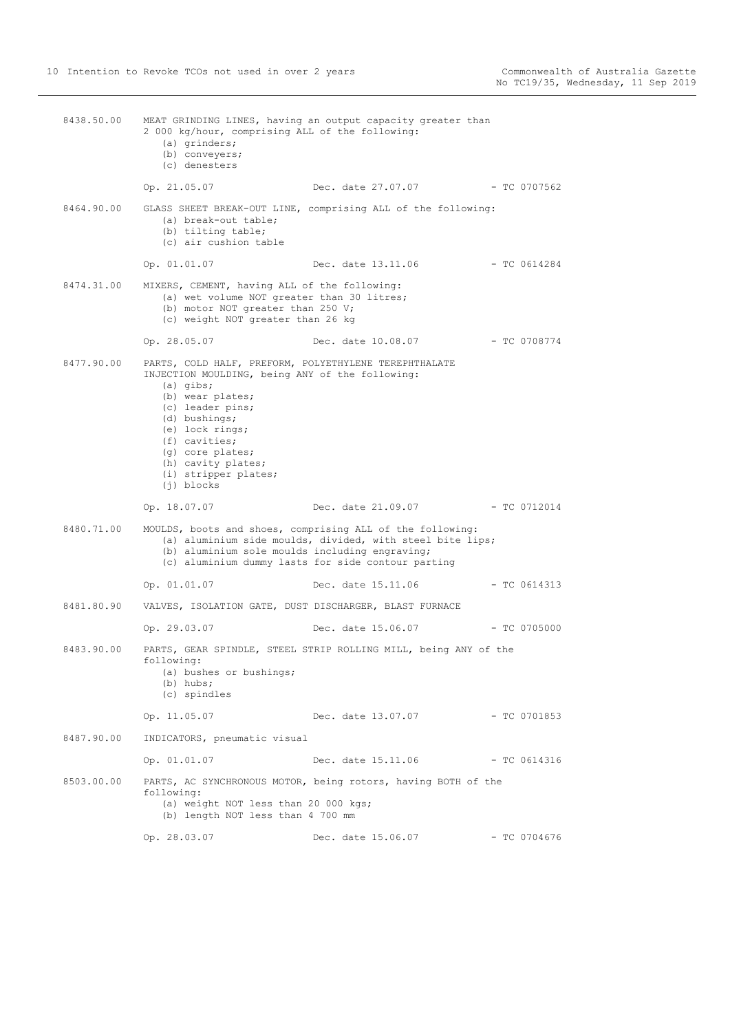8438.50.00 MEAT GRINDING LINES, having an output capacity greater than 2 000 kg/hour, comprising ALL of the following:
- (a) grinders;
- (b) conveyers;
- (c) denesters

Op. 21.05.07 Dec. date 27.07.07 - TC 0707562

8464.90.00 GLASS SHEET BREAK-OUT LINE, comprising ALL of the following:
- (a) break-out table;
- (b) tilting table;
- (c) air cushion table

Op. 01.01.07 Dec. date 13.11.06 - TC 0614284

8474.31.00 MIXERS, CEMENT, having ALL of the following:
- (a) wet volume NOT greater than 30 litres;
- (b) motor NOT greater than 250 V;
- (c) weight NOT greater than 26 kg

Op. 28.05.07 Dec. date 10.08.07 - TC 0708774

8477.90.00 PARTS, COLD HALF, PREFORM, POLYETHYLENE TEREPHTHALATE INJECTION MOULDING, being ANY of the following:
- (a) gibs;
- (b) wear plates;
- (c) leader pins;
- (d) bushings;
- (e) lock rings;
- (f) cavities;
- (g) core plates;
- (h) cavity plates;
- (i) stripper plates;
- (j) blocks

Op. 18.07.07 Dec. date 21.09.07 - TC 0712014

8480.71.00 MOULDS, boots and shoes, comprising ALL of the following:
- (a) aluminium side moulds, divided, with steel bite lips;
- (b) aluminium sole moulds including engraving;
- (c) aluminium dummy lasts for side contour parting

Op. 01.01.07 Dec. date 15.11.06 - TC 0614313

8481.80.90 VALVES, ISOLATION GATE, DUST DISCHARGER, BLAST FURNACE

Op. 29.03.07 Dec. date 15.06.07 - TC 0705000

8483.90.00 PARTS, GEAR SPINDLE, STEEL STRIP ROLLING MILL, being ANY of the following:
- (a) bushes or bushings;
- (b) hubs;
- (c) spindles

Op. 11.05.07 Dec. date 13.07.07 - TC 0701853

8487.90.00 INDICATORS, pneumatic visual

Op. 01.01.07 Dec. date 15.11.06 - TC 0614316

8503.00.00 PARTS, AC SYNCHRONOUS MOTOR, being rotors, having BOTH of the following:
- (a) weight NOT less than 20 000 kgs;
- (b) length NOT less than 4 700 mm

Op. 28.03.07 Dec. date 15.06.07 - TC 0704676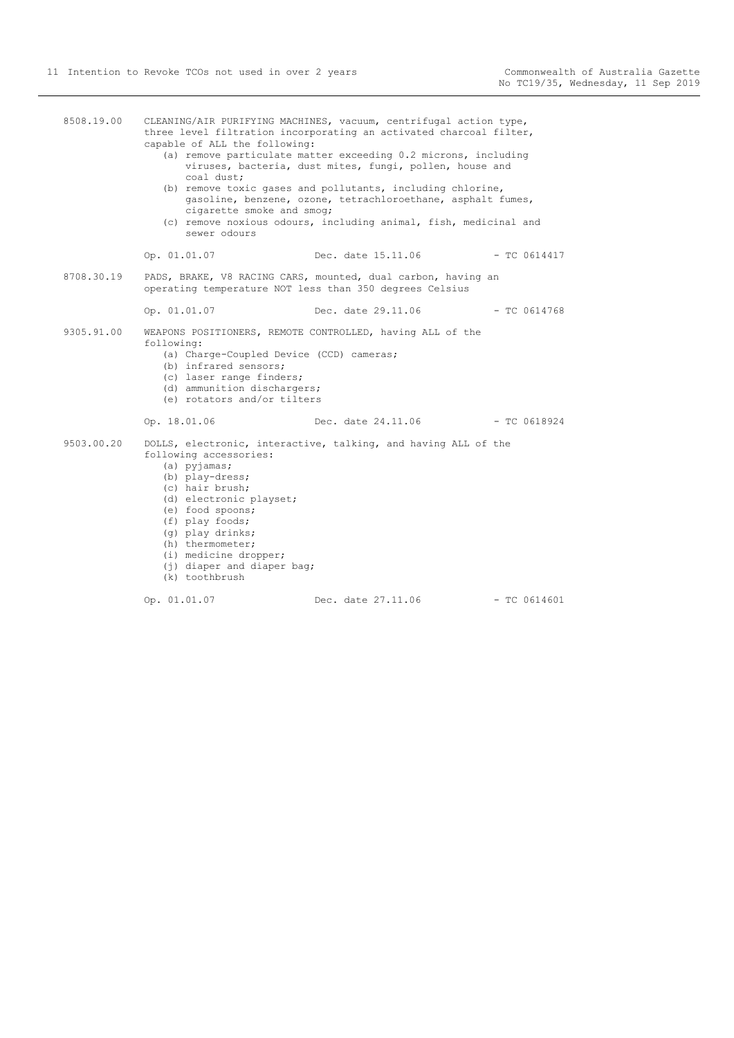8508.19.00 CLEANING/AIR PURIFYING MACHINES, vacuum, centrifugal action type, three level filtration incorporating an activated charcoal filter, capable of ALL the following:

(a) remove particulate matter exceeding 0.2 microns, including viruses, bacteria, dust mites, fungi, pollen, house and coal dust;

(b) remove toxic gases and pollutants, including chlorine, gasoline, benzene, ozone, tetrachloroethane, asphalt fumes, cigarette smoke and smog;

(c) remove noxious odours, including animal, fish, medicinal and sewer odours

Op. 01.01.07 Dec. date 15.11.06 - TC 0614417

8708.30.19 PADS, BRAKE, V8 RACING CARS, mounted, dual carbon, having an operating temperature NOT less than 350 degrees Celsius

Op. 01.01.07 Dec. date 29.11.06 - TC 0614768

9305.91.00 WEAPONS POSITIONERS, REMOTE CONTROLLED, having ALL of the following:

(a) Charge-Coupled Device (CCD) cameras;

(b) infrared sensors;

(c) laser range finders;

(d) ammunition dischargers;

(e) rotators and/or tilters

Op. 18.01.06 Dec. date 24.11.06 - TC 0618924

9503.00.20 DOLLS, electronic, interactive, talking, and having ALL of the following accessories:

(a) pyjamas;

(b) play-dress;

(c) hair brush;

(d) electronic playset;

(e) food spoons;

(f) play foods;

(g) play drinks;

(h) thermometer;

(i) medicine dropper;

(j) diaper and diaper bag;

(k) toothbrush

Op. 01.01.07 Dec. date 27.11.06 - TC 0614601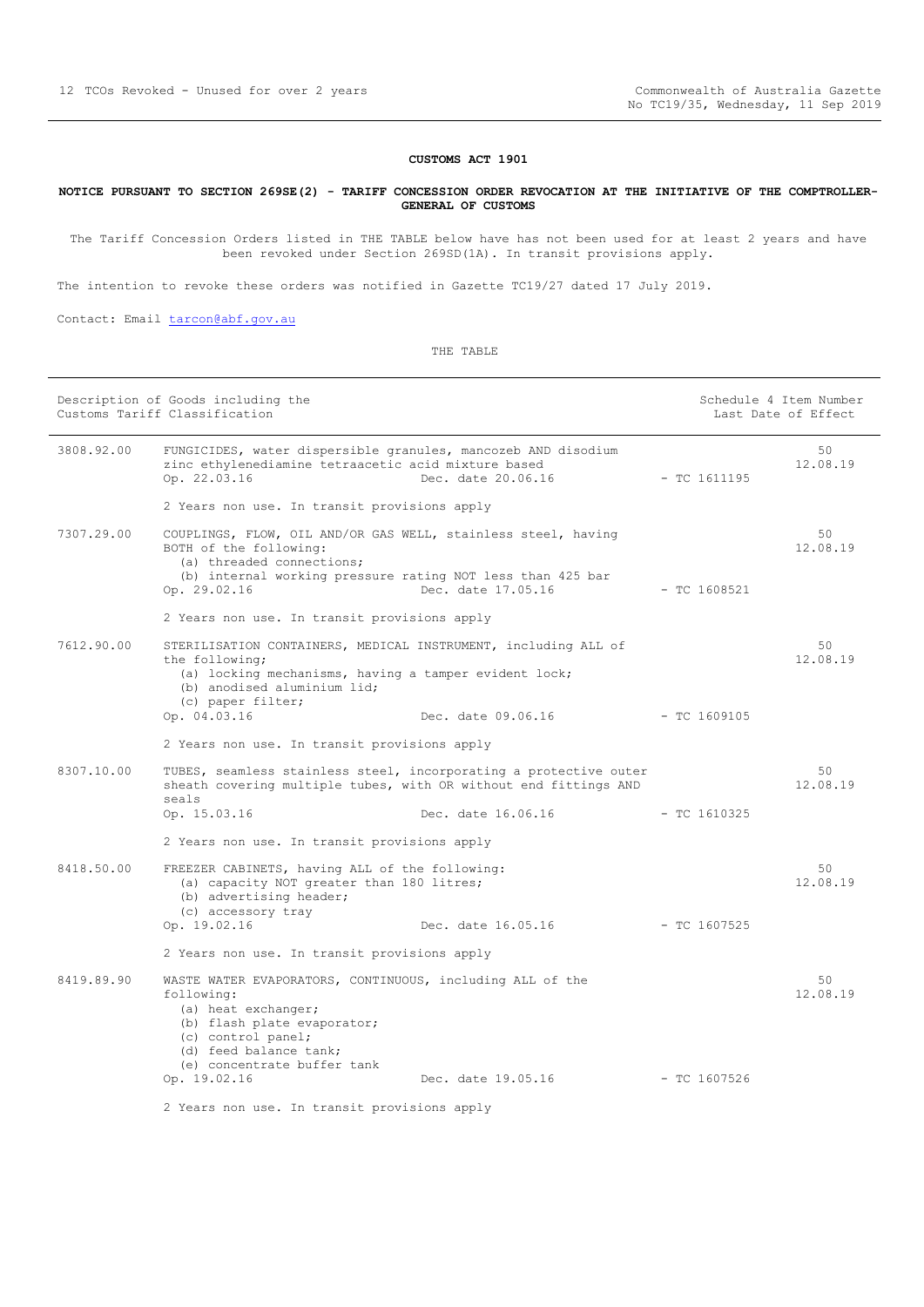**CUSTOMS ACT 1901**

**NOTICE PURSUANT TO SECTION 269SE(2) - TARIFF CONCESSION ORDER REVOCATION AT THE INITIATIVE OF THE COMPTROLLER-GENERAL OF CUSTOMS**

The Tariff Concession Orders listed in THE TABLE below have has not been used for at least 2 years and have been revoked under Section 269SD(1A). In transit provisions apply.

The intention to revoke these orders was notified in Gazette TC19/27 dated 17 July 2019.

Contact: Email tarcon@abf.gov.au

THE TABLE

| Description of Goods including the Customs Tariff Classification | | | | Schedule 4 Item Number Last Date of Effect |
|---|---|---|---|---|
| 3808.92.00 | FUNGICIDES, water dispersible granules, mancozeb AND disodium zinc ethylenediamine tetraacetic acid mixture based<br>Op. 22.03.16 | Dec. date 20.06.16 | - TC 1611195 | 50<br>12.08.19 |
| | 2 Years non use. In transit provisions apply | | | |
| 7307.29.00 | COUPLINGS, FLOW, OIL AND/OR GAS WELL, stainless steel, having BOTH of the following:<br>(a) threaded connections;<br>(b) internal working pressure rating NOT less than 425 bar<br>Op. 29.02.16 | Dec. date 17.05.16 | - TC 1608521 | 50<br>12.08.19 |
| | 2 Years non use. In transit provisions apply | | | |
| 7612.90.00 | STERILISATION CONTAINERS, MEDICAL INSTRUMENT, including ALL of the following;<br>(a) locking mechanisms, having a tamper evident lock;<br>(b) anodised aluminium lid;<br>(c) paper filter;<br>Op. 04.03.16 | Dec. date 09.06.16 | - TC 1609105 | 50<br>12.08.19 |
| | 2 Years non use. In transit provisions apply | | | |
| 8307.10.00 | TUBES, seamless stainless steel, incorporating a protective outer sheath covering multiple tubes, with OR without end fittings AND seals<br>Op. 15.03.16 | Dec. date 16.06.16 | - TC 1610325 | 50<br>12.08.19 |
| | 2 Years non use. In transit provisions apply | | | |
| 8418.50.00 | FREEZER CABINETS, having ALL of the following:<br>(a) capacity NOT greater than 180 litres;<br>(b) advertising header;<br>(c) accessory tray<br>Op. 19.02.16 | Dec. date 16.05.16 | - TC 1607525 | 50<br>12.08.19 |
| | 2 Years non use. In transit provisions apply | | | |
| 8419.89.90 | WASTE WATER EVAPORATORS, CONTINUOUS, including ALL of the following:<br>(a) heat exchanger;<br>(b) flash plate evaporator;<br>(c) control panel;<br>(d) feed balance tank;<br>(e) concentrate buffer tank<br>Op. 19.02.16 | Dec. date 19.05.16 | - TC 1607526 | 50<br>12.08.19 |
| | 2 Years non use. In transit provisions apply | | | |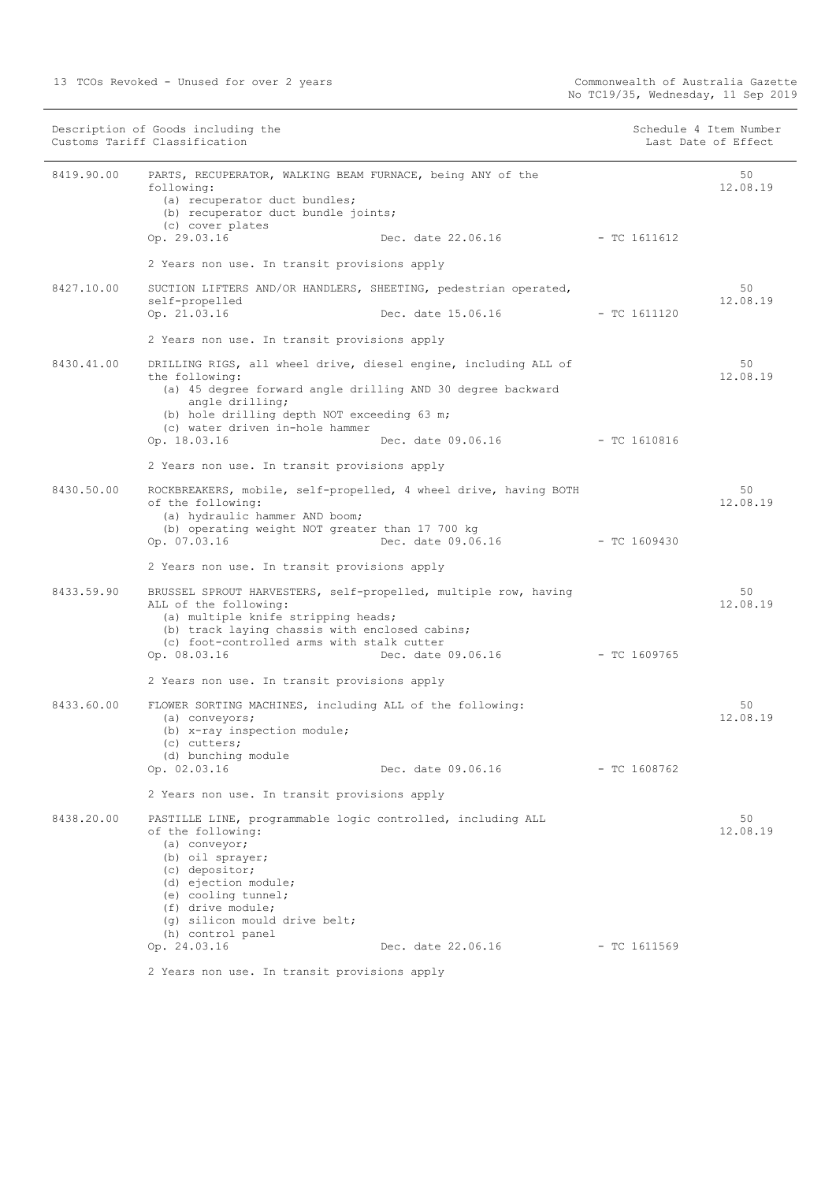| Description of Goods including the Customs Tariff Classification | | | | Schedule 4 Item Number Last Date of Effect |
|---|---|---|---|---|
| 8419.90.00 | PARTS, RECUPERATOR, WALKING BEAM FURNACE, being ANY of the following:<br>(a) recuperator duct bundles;<br>(b) recuperator duct bundle joints;<br>(c) cover plates<br>Op. 29.03.16 | Dec. date 22.06.16 | - TC 1611612 | 50<br>12.08.19 |
| | 2 Years non use. In transit provisions apply | | | |
| 8427.10.00 | SUCTION LIFTERS AND/OR HANDLERS, SHEETING, pedestrian operated, self-propelled<br>Op. 21.03.16 | Dec. date 15.06.16 | - TC 1611120 | 50<br>12.08.19 |
| | 2 Years non use. In transit provisions apply | | | |
| 8430.41.00 | DRILLING RIGS, all wheel drive, diesel engine, including ALL of the following:<br>(a) 45 degree forward angle drilling AND 30 degree backward angle drilling;<br>(b) hole drilling depth NOT exceeding 63 m;<br>(c) water driven in-hole hammer<br>Op. 18.03.16 | Dec. date 09.06.16 | - TC 1610816 | 50<br>12.08.19 |
| | 2 Years non use. In transit provisions apply | | | |
| 8430.50.00 | ROCKBREAKERS, mobile, self-propelled, 4 wheel drive, having BOTH of the following:<br>(a) hydraulic hammer AND boom;<br>(b) operating weight NOT greater than 17 700 kg<br>Op. 07.03.16 | Dec. date 09.06.16 | - TC 1609430 | 50<br>12.08.19 |
| | 2 Years non use. In transit provisions apply | | | |
| 8433.59.90 | BRUSSEL SPROUT HARVESTERS, self-propelled, multiple row, having ALL of the following:<br>(a) multiple knife stripping heads;<br>(b) track laying chassis with enclosed cabins;<br>(c) foot-controlled arms with stalk cutter<br>Op. 08.03.16 | Dec. date 09.06.16 | - TC 1609765 | 50<br>12.08.19 |
| | 2 Years non use. In transit provisions apply | | | |
| 8433.60.00 | FLOWER SORTING MACHINES, including ALL of the following:<br>(a) conveyors;<br>(b) x-ray inspection module;<br>(c) cutters;<br>(d) bunching module<br>Op. 02.03.16 | Dec. date 09.06.16 | - TC 1608762 | 50<br>12.08.19 |
| | 2 Years non use. In transit provisions apply | | | |
| 8438.20.00 | PASTILLE LINE, programmable logic controlled, including ALL of the following:<br>(a) conveyor;<br>(b) oil sprayer;<br>(c) depositor;<br>(d) ejection module;<br>(e) cooling tunnel;<br>(f) drive module;<br>(g) silicon mould drive belt;<br>(h) control panel<br>Op. 24.03.16 | Dec. date 22.06.16 | - TC 1611569 | 50<br>12.08.19 |
| | 2 Years non use. In transit provisions apply | | | |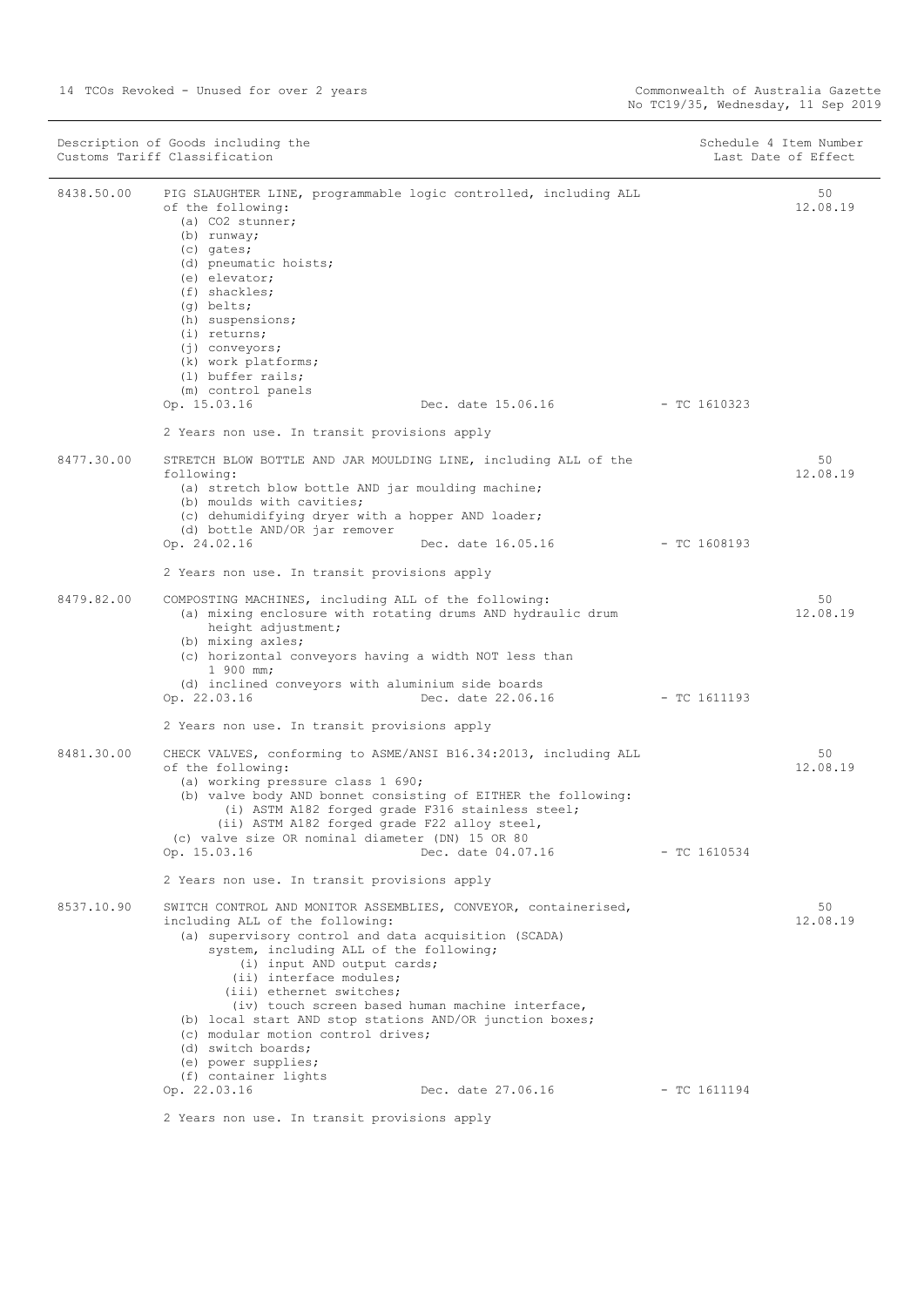| Description of Goods including the Customs Tariff Classification | | | | Schedule 4 Item Number Last Date of Effect |
|---|---|---|---|---|
| 8438.50.00 | PIG SLAUGHTER LINE, programmable logic controlled, including ALL of the following:<br>(a) $CO_2$ stunner;<br>(b) runway;<br>(c) gates;<br>(d) pneumatic hoists;<br>(e) elevator;<br>(f) shackles;<br>(g) belts;<br>(h) suspensions;<br>(i) returns;<br>(j) conveyors;<br>(k) work platforms;<br>(l) buffer rails;<br>(m) control panels<br>Op. 15.03.16 | Dec. date 15.06.16 | - TC 1610323 | 50<br>12.08.19 |
| | 2 Years non use. In transit provisions apply | | | |
| 8477.30.00 | STRETCH BLOW BOTTLE AND JAR MOULDING LINE, including ALL of the following:<br>(a) stretch blow bottle AND jar moulding machine;<br>(b) moulds with cavities;<br>(c) dehumidifying dryer with a hopper AND loader;<br>(d) bottle AND/OR jar remover<br>Op. 24.02.16 | Dec. date 16.05.16 | - TC 1608193 | 50<br>12.08.19 |
| | 2 Years non use. In transit provisions apply | | | |
| 8479.82.00 | COMPOSTING MACHINES, including ALL of the following:<br>(a) mixing enclosure with rotating drums AND hydraulic drum height adjustment;<br>(b) mixing axles;<br>(c) horizontal conveyors having a width NOT less than 1 900 mm;<br>(d) inclined conveyors with aluminium side boards<br>Op. 22.03.16 | Dec. date 22.06.16 | - TC 1611193 | 50<br>12.08.19 |
| | 2 Years non use. In transit provisions apply | | | |
| 8481.30.00 | CHECK VALVES, conforming to ASME/ANSI B16.34:2013, including ALL of the following:<br>(a) working pressure class 1 690;<br>(b) valve body AND bonnet consisting of EITHER the following:<br>(i) ASTM A182 forged grade F316 stainless steel;<br>(ii) ASTM A182 forged grade F22 alloy steel,<br>(c) valve size OR nominal diameter (DN) 15 OR 80<br>Op. 15.03.16 | Dec. date 04.07.16 | - TC 1610534 | 50<br>12.08.19 |
| | 2 Years non use. In transit provisions apply | | | |
| 8537.10.90 | SWITCH CONTROL AND MONITOR ASSEMBLIES, CONVEYOR, containerised, including ALL of the following:<br>(a) supervisory control and data acquisition (SCADA) system, including ALL of the following;<br>(i) input AND output cards;<br>(ii) interface modules;<br>(iii) ethernet switches;<br>(iv) touch screen based human machine interface,<br>(b) local start AND stop stations AND/OR junction boxes;<br>(c) modular motion control drives;<br>(d) switch boards;<br>(e) power supplies;<br>(f) container lights<br>Op. 22.03.16 | Dec. date 27.06.16 | - TC 1611194 | 50<br>12.08.19 |
| | 2 Years non use. In transit provisions apply | | | |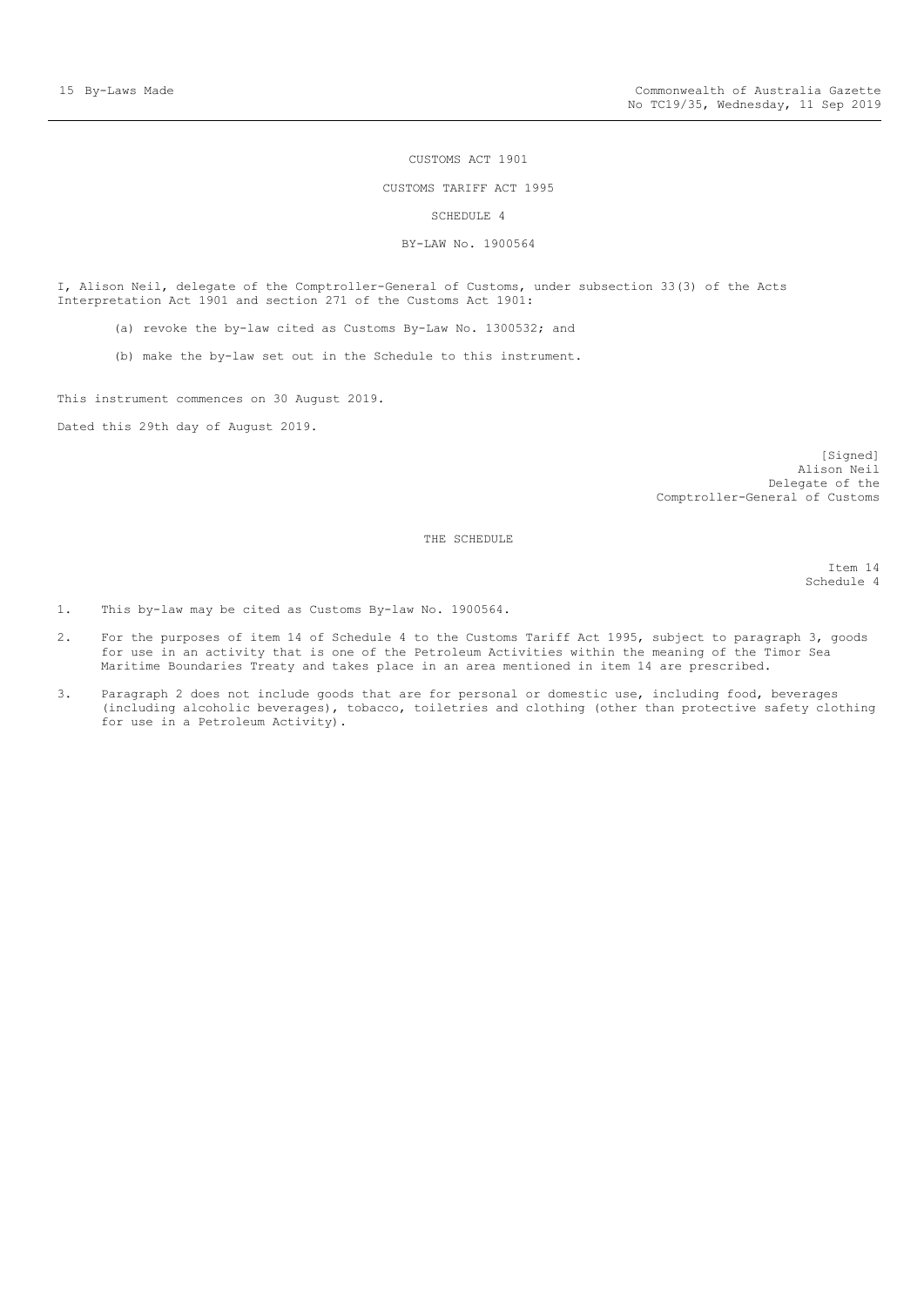CUSTOMS ACT 1901

CUSTOMS TARIFF ACT 1995

SCHEDULE 4

BY-LAW No. 1900564

I, Alison Neil, delegate of the Comptroller-General of Customs, under subsection 33(3) of the Acts Interpretation Act 1901 and section 271 of the Customs Act 1901:

(a) revoke the by-law cited as Customs By-Law No. 1300532; and

(b) make the by-law set out in the Schedule to this instrument.

This instrument commences on 30 August 2019.

Dated this 29th day of August 2019.

[Signed]
Alison Neil
Delegate of the
Comptroller-General of Customs

THE SCHEDULE

Item 14
Schedule 4

1. This by-law may be cited as Customs By-law No. 1900564.

2. For the purposes of item 14 of Schedule 4 to the Customs Tariff Act 1995, subject to paragraph 3, goods for use in an activity that is one of the Petroleum Activities within the meaning of the Timor Sea Maritime Boundaries Treaty and takes place in an area mentioned in item 14 are prescribed.

3. Paragraph 2 does not include goods that are for personal or domestic use, including food, beverages (including alcoholic beverages), tobacco, toiletries and clothing (other than protective safety clothing for use in a Petroleum Activity).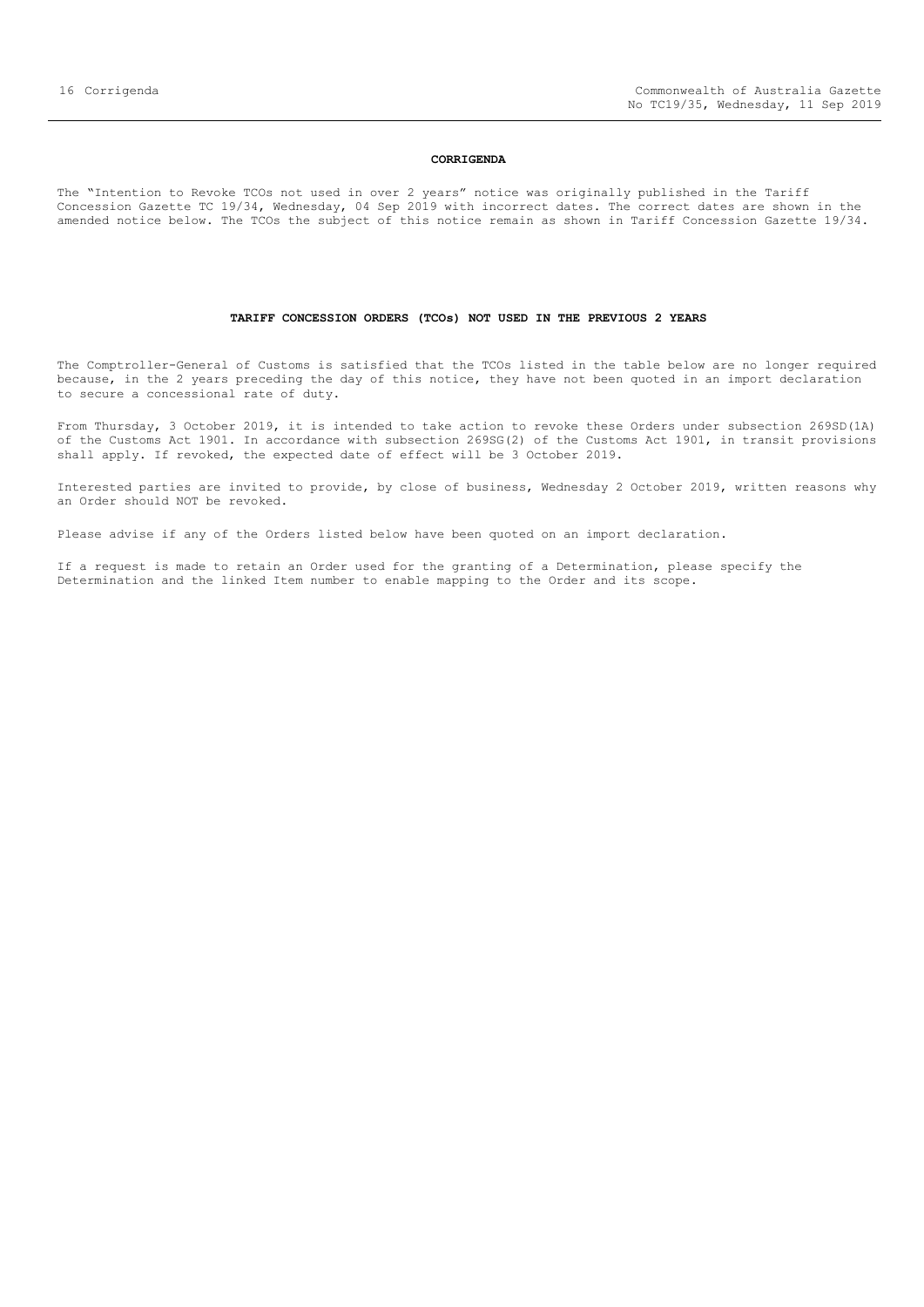## CORRIGENDA

The "Intention to Revoke TCOs not used in over 2 years" notice was originally published in the Tariff Concession Gazette TC 19/34, Wednesday, 04 Sep 2019 with incorrect dates. The correct dates are shown in the amended notice below. The TCOs the subject of this notice remain as shown in Tariff Concession Gazette 19/34.

### TARIFF CONCESSION ORDERS (TCOs) NOT USED IN THE PREVIOUS 2 YEARS

The Comptroller-General of Customs is satisfied that the TCOs listed in the table below are no longer required because, in the 2 years preceding the day of this notice, they have not been quoted in an import declaration to secure a concessional rate of duty.

From Thursday, 3 October 2019, it is intended to take action to revoke these Orders under subsection 269SD(1A) of the Customs Act 1901. In accordance with subsection 269SG(2) of the Customs Act 1901, in transit provisions shall apply. If revoked, the expected date of effect will be 3 October 2019.

Interested parties are invited to provide, by close of business, Wednesday 2 October 2019, written reasons why an Order should NOT be revoked.

Please advise if any of the Orders listed below have been quoted on an import declaration.

If a request is made to retain an Order used for the granting of a Determination, please specify the Determination and the linked Item number to enable mapping to the Order and its scope.